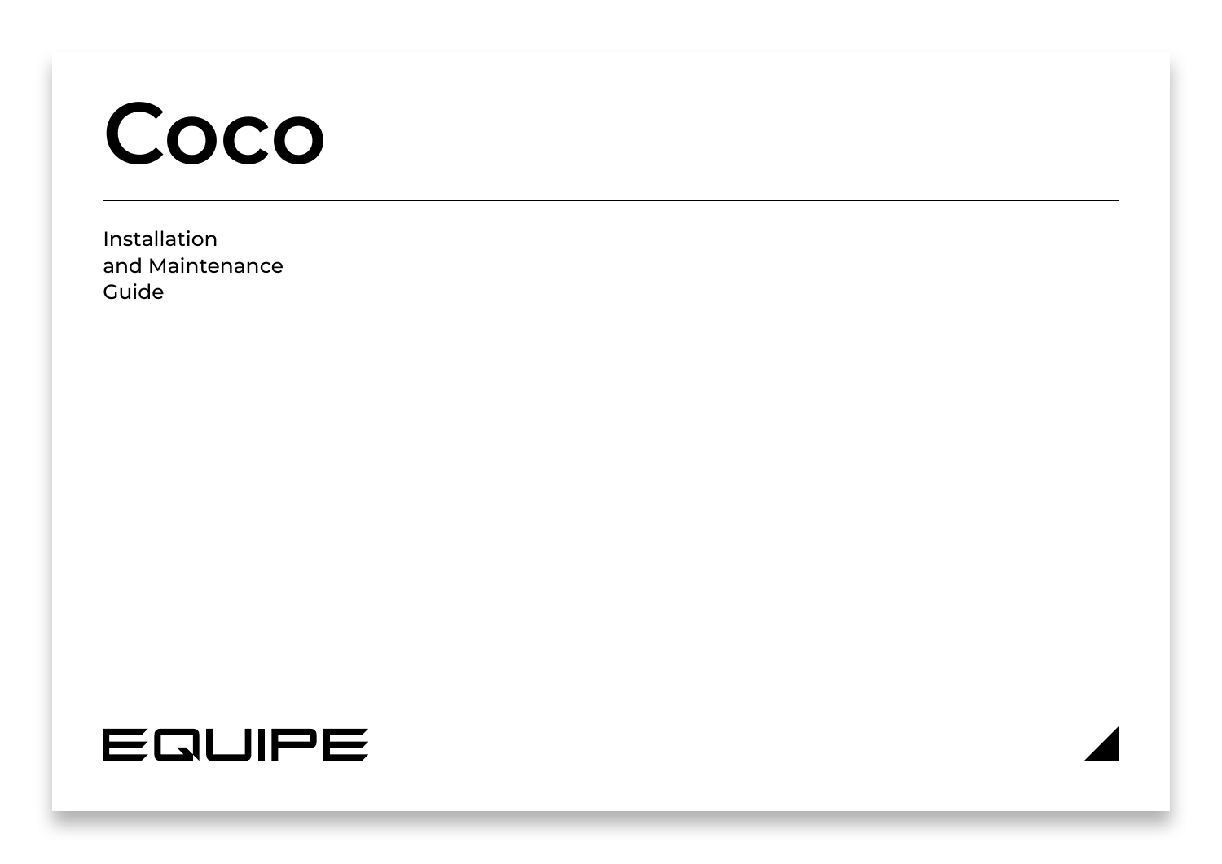# Coco

Installation
and Maintenance
Guide

EQUIPE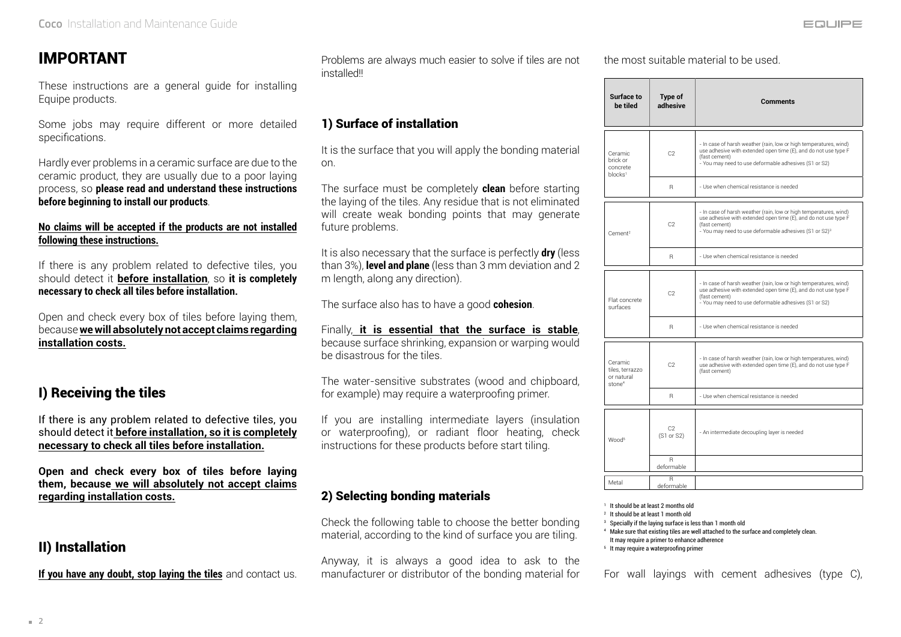# IMPORTANT

These instructions are a general guide for installing Equipe products.

Some jobs may require different or more detailed specifications.

Hardly ever problems in a ceramic surface are due to the ceramic product, they are usually due to a poor laying process, so **please read and understand these instructions before beginning to install our products**.

**No claims will be accepted if the products are not installed following these instructions.**

If there is any problem related to defective tiles, you should detect it **before installation**, so **it is completely necessary to check all tiles before installation.**

Open and check every box of tiles before laying them, because **we will absolutely not accept claims regarding installation costs.**

## I) Receiving the tiles

If there is any problem related to defective tiles, you should detect it **before installation, so it is completely necessary to check all tiles before installation.**

**Open and check every box of tiles before laying them, because we will absolutely not accept claims regarding installation costs.**

## II) Installation

**If you have any doubt, stop laying the tiles** and contact us. Problems are always much easier to solve if tiles are not installed!!

### 1) Surface of installation

It is the surface that you will apply the bonding material on.

The surface must be completely **clean** before starting the laying of the tiles. Any residue that is not eliminated will create weak bonding points that may generate future problems.

It is also necessary that the surface is perfectly **dry** (less than 3%), **level and plane** (less than 3 mm deviation and 2 m length, along any direction).

The surface also has to have a good **cohesion**.

Finally, **it is essential that the surface is stable**, because surface shrinking, expansion or warping would be disastrous for the tiles.

The water-sensitive substrates (wood and chipboard, for example) may require a waterproofing primer.

If you are installing intermediate layers (insulation or waterproofing), or radiant floor heating, check instructions for these products before start tiling.

### 2) Selecting bonding materials

Check the following table to choose the better bonding material, according to the kind of surface you are tiling.

Anyway, it is always a good idea to ask to the manufacturer or distributor of the bonding material for the most suitable material to be used.

| Surface to be tiled | Type of adhesive | Comments |
|---|---|---|
| Ceramic brick or concrete blocks[1] | C2 | - In case of harsh weather (rain, low or high temperatures, wind) use adhesive with extended open time (E), and do not use type F (fast cement)<br>- You may need to use deformable adhesives (S1 or S2) |
| | R | - Use when chemical resistance is needed |
| Cement[2] | C2 | - In case of harsh weather (rain, low or high temperatures, wind) use adhesive with extended open time (E), and do not use type F (fast cement)<br>- You may need to use deformable adhesives (S1 or S2)[3] |
| | R | - Use when chemical resistance is needed |
| Flat concrete surfaces | C2 | - In case of harsh weather (rain, low or high temperatures, wind) use adhesive with extended open time (E), and do not use type F (fast cement)<br>- You may need to use deformable adhesives (S1 or S2) |
| | R | - Use when chemical resistance is needed |
| Ceramic tiles, terrazzo or natural stone[4] | C2 | - In case of harsh weather (rain, low or high temperatures, wind) use adhesive with extended open time (E), and do not use type F (fast cement) |
| | R | - Use when chemical resistance is needed |
| Wood[5] | C2 (S1 or S2) | - An intermediate decoupling layer is needed |
| | R deformable | |
| Metal | R deformable | |

[1] It should be at least 2 months old
[2] It should be at least 1 month old
[3] Specially if the laying surface is less than 1 month old
[4] Make sure that existing tiles are well attached to the surface and completely clean. It may require a primer to enhance adherence
[5] It may require a waterproofing primer

For wall layings with cement adhesives (type C),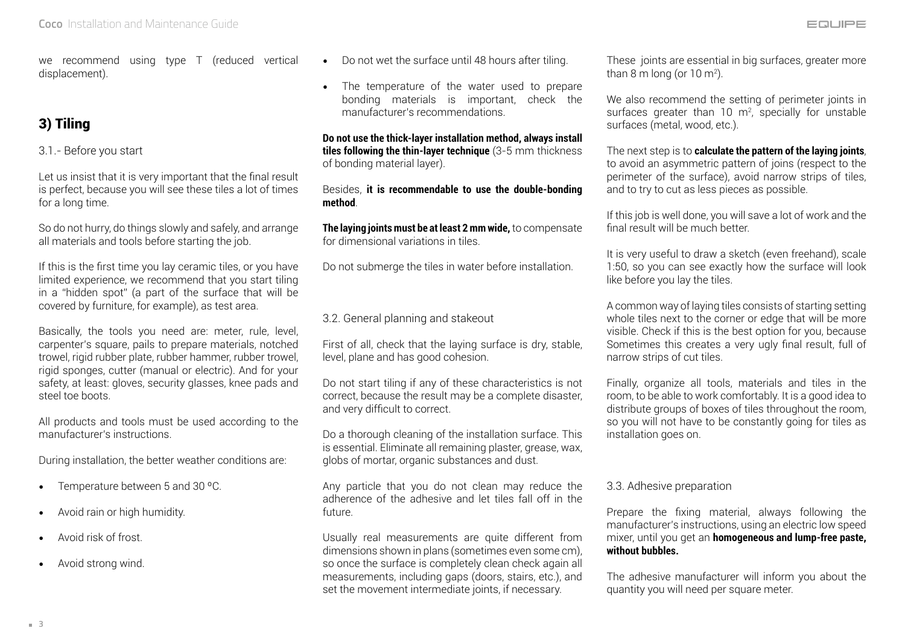we recommend using type T (reduced vertical displacement).

## 3) Tiling

3.1.- Before you start

Let us insist that it is very important that the final result is perfect, because you will see these tiles a lot of times for a long time.

So do not hurry, do things slowly and safely, and arrange all materials and tools before starting the job.

If this is the first time you lay ceramic tiles, or you have limited experience, we recommend that you start tiling in a "hidden spot" (a part of the surface that will be covered by furniture, for example), as test area.

Basically, the tools you need are: meter, rule, level, carpenter's square, pails to prepare materials, notched trowel, rigid rubber plate, rubber hammer, rubber trowel, rigid sponges, cutter (manual or electric). And for your safety, at least: gloves, security glasses, knee pads and steel toe boots.

All products and tools must be used according to the manufacturer's instructions.

During installation, the better weather conditions are:

- Temperature between 5 and 30 ºC.
- Avoid rain or high humidity.
- Avoid risk of frost.
- Avoid strong wind.
- Do not wet the surface until 48 hours after tiling.
- The temperature of the water used to prepare bonding materials is important, check the manufacturer's recommendations.

**Do not use the thick-layer installation method, always install tiles following the thin-layer technique** (3-5 mm thickness of bonding material layer).

Besides, **it is recommendable to use the double-bonding method**.

**The laying joints must be at least 2 mm wide,** to compensate for dimensional variations in tiles.

Do not submerge the tiles in water before installation.

3.2. General planning and stakeout

First of all, check that the laying surface is dry, stable, level, plane and has good cohesion.

Do not start tiling if any of these characteristics is not correct, because the result may be a complete disaster, and very difficult to correct.

Do a thorough cleaning of the installation surface. This is essential. Eliminate all remaining plaster, grease, wax, globs of mortar, organic substances and dust.

Any particle that you do not clean may reduce the adherence of the adhesive and let tiles fall off in the future.

Usually real measurements are quite different from dimensions shown in plans (sometimes even some cm), so once the surface is completely clean check again all measurements, including gaps (doors, stairs, etc.), and set the movement intermediate joints, if necessary.

These joints are essential in big surfaces, greater more than 8 m long (or 10 m$^2$).

We also recommend the setting of perimeter joints in surfaces greater than 10 m$^2$, specially for unstable surfaces (metal, wood, etc.).

The next step is to **calculate the pattern of the laying joints**, to avoid an asymmetric pattern of joins (respect to the perimeter of the surface), avoid narrow strips of tiles, and to try to cut as less pieces as possible.

If this job is well done, you will save a lot of work and the final result will be much better.

It is very useful to draw a sketch (even freehand), scale 1:50, so you can see exactly how the surface will look like before you lay the tiles.

A common way of laying tiles consists of starting setting whole tiles next to the corner or edge that will be more visible. Check if this is the best option for you, because Sometimes this creates a very ugly final result, full of narrow strips of cut tiles.

Finally, organize all tools, materials and tiles in the room, to be able to work comfortably. It is a good idea to distribute groups of boxes of tiles throughout the room, so you will not have to be constantly going for tiles as installation goes on.

3.3. Adhesive preparation

Prepare the fixing material, always following the manufacturer's instructions, using an electric low speed mixer, until you get an **homogeneous and lump-free paste, without bubbles.**

The adhesive manufacturer will inform you about the quantity you will need per square meter.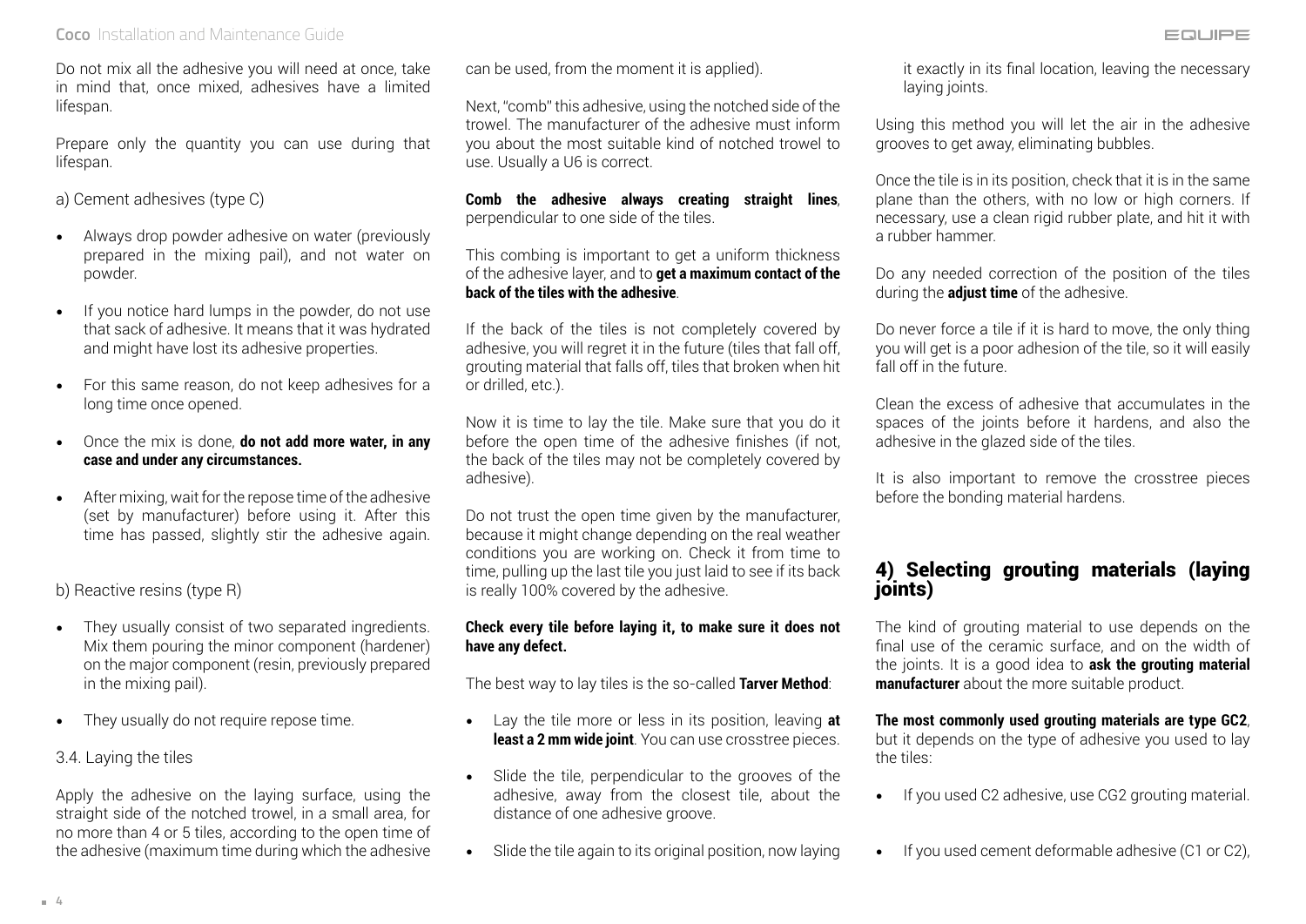Do not mix all the adhesive you will need at once, take in mind that, once mixed, adhesives have a limited lifespan.

Prepare only the quantity you can use during that lifespan.

a) Cement adhesives (type C)

- Always drop powder adhesive on water (previously prepared in the mixing pail), and not water on powder.
- If you notice hard lumps in the powder, do not use that sack of adhesive. It means that it was hydrated and might have lost its adhesive properties.
- For this same reason, do not keep adhesives for a long time once opened.
- Once the mix is done, **do not add more water, in any case and under any circumstances.**
- After mixing, wait for the repose time of the adhesive (set by manufacturer) before using it. After this time has passed, slightly stir the adhesive again.

b) Reactive resins (type R)

- They usually consist of two separated ingredients. Mix them pouring the minor component (hardener) on the major component (resin, previously prepared in the mixing pail).
- They usually do not require repose time.

3.4. Laying the tiles

Apply the adhesive on the laying surface, using the straight side of the notched trowel, in a small area, for no more than 4 or 5 tiles, according to the open time of the adhesive (maximum time during which the adhesive can be used, from the moment it is applied).

Next, "comb" this adhesive, using the notched side of the trowel. The manufacturer of the adhesive must inform you about the most suitable kind of notched trowel to use. Usually a U6 is correct.

**Comb the adhesive always creating straight lines**, perpendicular to one side of the tiles.

This combing is important to get a uniform thickness of the adhesive layer, and to **get a maximum contact of the back of the tiles with the adhesive**.

If the back of the tiles is not completely covered by adhesive, you will regret it in the future (tiles that fall off, grouting material that falls off, tiles that broken when hit or drilled, etc.).

Now it is time to lay the tile. Make sure that you do it before the open time of the adhesive finishes (if not, the back of the tiles may not be completely covered by adhesive).

Do not trust the open time given by the manufacturer, because it might change depending on the real weather conditions you are working on. Check it from time to time, pulling up the last tile you just laid to see if its back is really 100% covered by the adhesive.

**Check every tile before laying it, to make sure it does not have any defect.**

The best way to lay tiles is the so-called **Tarver Method**:

- Lay the tile more or less in its position, leaving **at least a 2 mm wide joint**. You can use crosstree pieces.
- Slide the tile, perpendicular to the grooves of the adhesive, away from the closest tile, about the distance of one adhesive groove.
- Slide the tile again to its original position, now laying it exactly in its final location, leaving the necessary laying joints.

Using this method you will let the air in the adhesive grooves to get away, eliminating bubbles.

Once the tile is in its position, check that it is in the same plane than the others, with no low or high corners. If necessary, use a clean rigid rubber plate, and hit it with a rubber hammer.

Do any needed correction of the position of the tiles during the **adjust time** of the adhesive.

Do never force a tile if it is hard to move, the only thing you will get is a poor adhesion of the tile, so it will easily fall off in the future.

Clean the excess of adhesive that accumulates in the spaces of the joints before it hardens, and also the adhesive in the glazed side of the tiles.

It is also important to remove the crosstree pieces before the bonding material hardens.

## 4) Selecting grouting materials (laying joints)

The kind of grouting material to use depends on the final use of the ceramic surface, and on the width of the joints. It is a good idea to **ask the grouting material manufacturer** about the more suitable product.

**The most commonly used grouting materials are type GC2**, but it depends on the type of adhesive you used to lay the tiles:

- If you used C2 adhesive, use CG2 grouting material.
- If you used cement deformable adhesive (C1 or C2),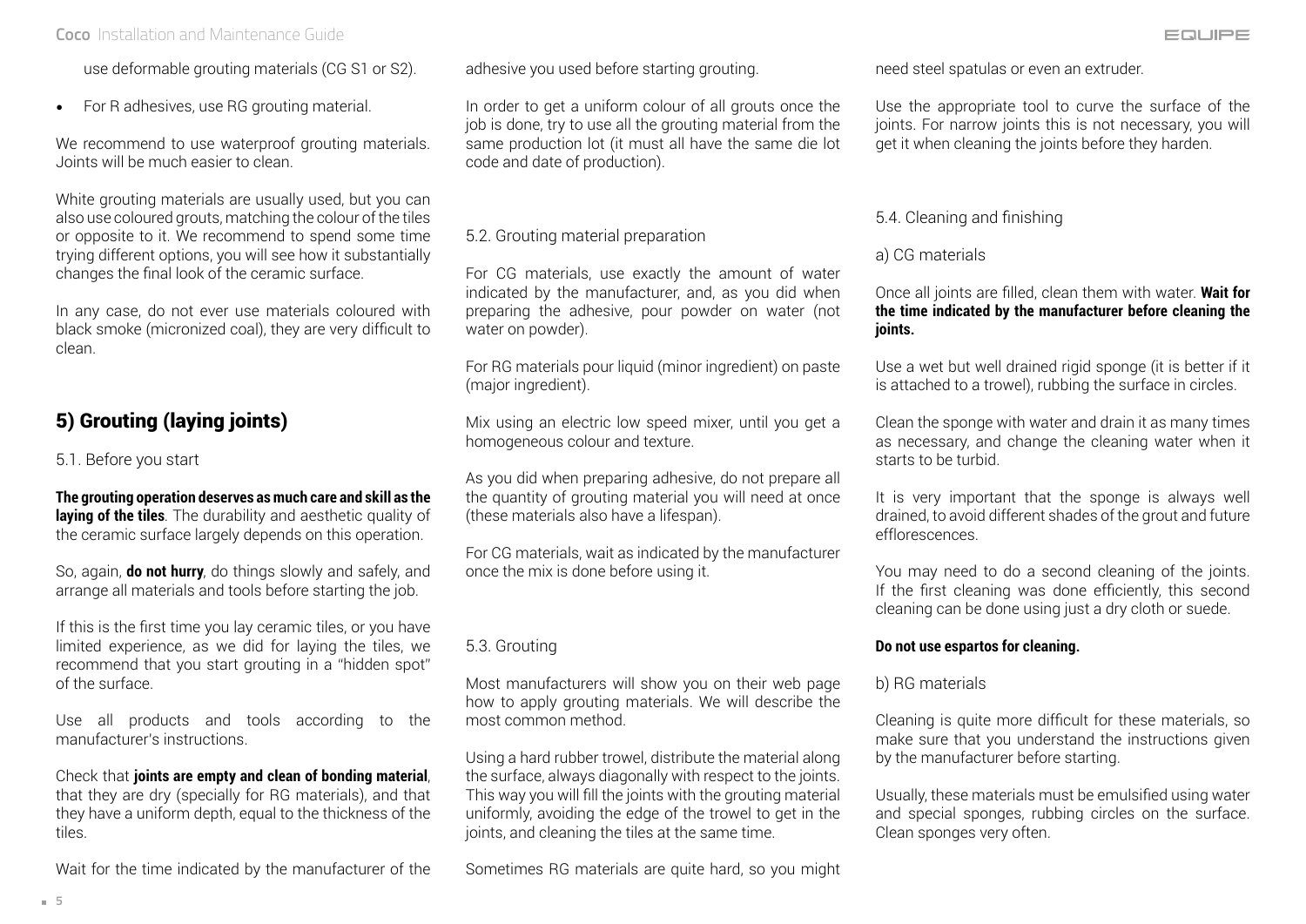use deformable grouting materials (CG S1 or S2).

- For R adhesives, use RG grouting material.

We recommend to use waterproof grouting materials. Joints will be much easier to clean.

White grouting materials are usually used, but you can also use coloured grouts, matching the colour of the tiles or opposite to it. We recommend to spend some time trying different options, you will see how it substantially changes the final look of the ceramic surface.

In any case, do not ever use materials coloured with black smoke (micronized coal), they are very difficult to clean.

## 5) Grouting (laying joints)

### 5.1. Before you start

**The grouting operation deserves as much care and skill as the laying of the tiles**. The durability and aesthetic quality of the ceramic surface largely depends on this operation.

So, again, **do not hurry**, do things slowly and safely, and arrange all materials and tools before starting the job.

If this is the first time you lay ceramic tiles, or you have limited experience, as we did for laying the tiles, we recommend that you start grouting in a "hidden spot" of the surface.

Use all products and tools according to the manufacturer's instructions.

Check that **joints are empty and clean of bonding material**, that they are dry (specially for RG materials), and that they have a uniform depth, equal to the thickness of the tiles.

Wait for the time indicated by the manufacturer of the adhesive you used before starting grouting.

In order to get a uniform colour of all grouts once the job is done, try to use all the grouting material from the same production lot (it must all have the same die lot code and date of production).

### 5.2. Grouting material preparation

For CG materials, use exactly the amount of water indicated by the manufacturer, and, as you did when preparing the adhesive, pour powder on water (not water on powder).

For RG materials pour liquid (minor ingredient) on paste (major ingredient).

Mix using an electric low speed mixer, until you get a homogeneous colour and texture.

As you did when preparing adhesive, do not prepare all the quantity of grouting material you will need at once (these materials also have a lifespan).

For CG materials, wait as indicated by the manufacturer once the mix is done before using it.

### 5.3. Grouting

Most manufacturers will show you on their web page how to apply grouting materials. We will describe the most common method.

Using a hard rubber trowel, distribute the material along the surface, always diagonally with respect to the joints. This way you will fill the joints with the grouting material uniformly, avoiding the edge of the trowel to get in the joints, and cleaning the tiles at the same time.

Sometimes RG materials are quite hard, so you might need steel spatulas or even an extruder.

Use the appropriate tool to curve the surface of the joints. For narrow joints this is not necessary, you will get it when cleaning the joints before they harden.

### 5.4. Cleaning and finishing

#### a) CG materials

Once all joints are filled, clean them with water. **Wait for the time indicated by the manufacturer before cleaning the joints.**

Use a wet but well drained rigid sponge (it is better if it is attached to a trowel), rubbing the surface in circles.

Clean the sponge with water and drain it as many times as necessary, and change the cleaning water when it starts to be turbid.

It is very important that the sponge is always well drained, to avoid different shades of the grout and future efflorescences.

You may need to do a second cleaning of the joints. If the first cleaning was done efficiently, this second cleaning can be done using just a dry cloth or suede.

**Do not use espartos for cleaning.**

#### b) RG materials

Cleaning is quite more difficult for these materials, so make sure that you understand the instructions given by the manufacturer before starting.

Usually, these materials must be emulsified using water and special sponges, rubbing circles on the surface. Clean sponges very often.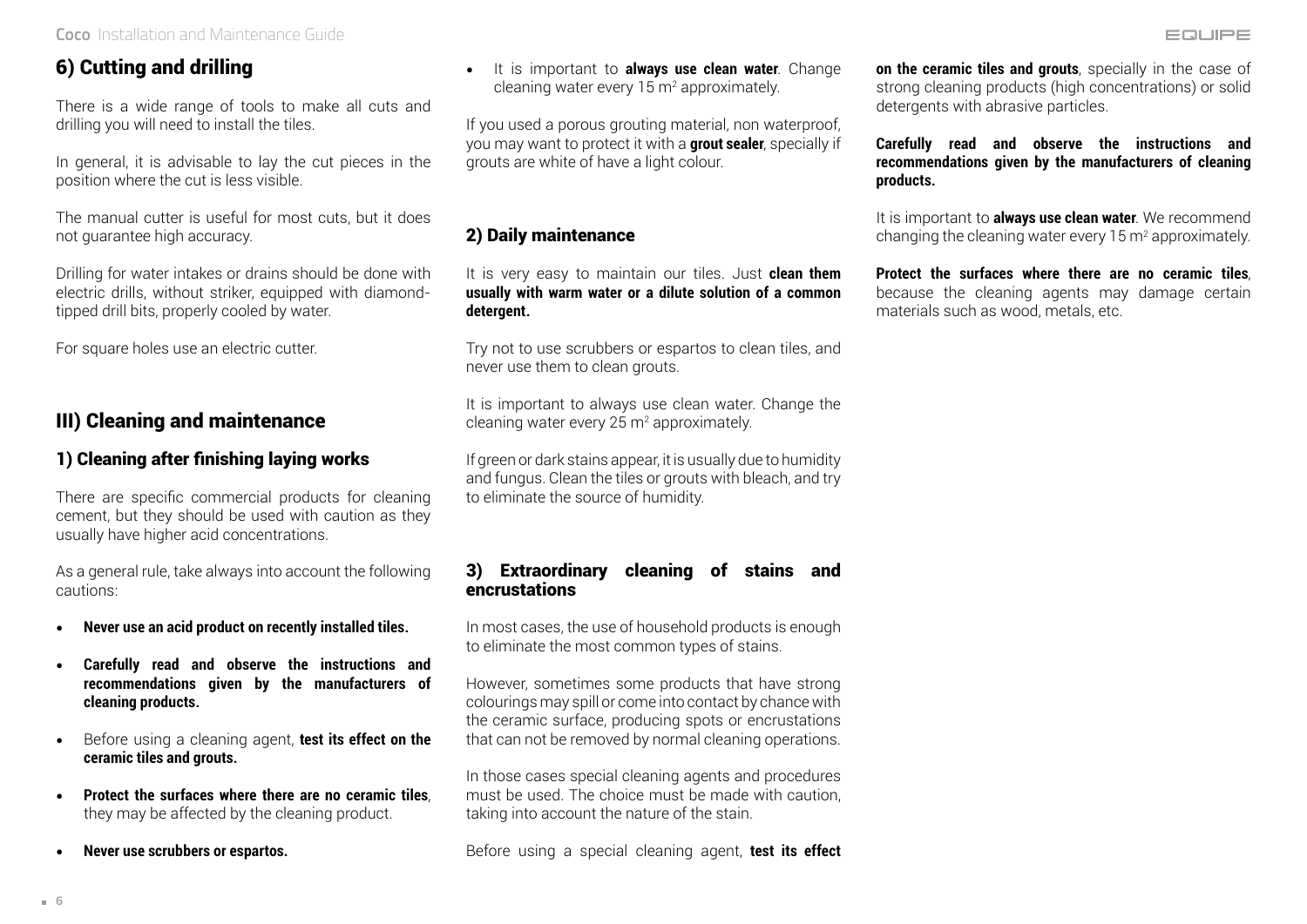## 6) Cutting and drilling

There is a wide range of tools to make all cuts and drilling you will need to install the tiles.

In general, it is advisable to lay the cut pieces in the position where the cut is less visible.

The manual cutter is useful for most cuts, but it does not guarantee high accuracy.

Drilling for water intakes or drains should be done with electric drills, without striker, equipped with diamond-tipped drill bits, properly cooled by water.

For square holes use an electric cutter.

# III) Cleaning and maintenance

## 1) Cleaning after finishing laying works

There are specific commercial products for cleaning cement, but they should be used with caution as they usually have higher acid concentrations.

As a general rule, take always into account the following cautions:

- **Never use an acid product on recently installed tiles.**
- **Carefully read and observe the instructions and recommendations given by the manufacturers of cleaning products.**
- Before using a cleaning agent, **test its effect on the ceramic tiles and grouts.**
- **Protect the surfaces where there are no ceramic tiles**, they may be affected by the cleaning product.
- **Never use scrubbers or espartos.**
- It is important to **always use clean water**. Change cleaning water every 15 m$^2$ approximately.

If you used a porous grouting material, non waterproof, you may want to protect it with a **grout sealer**, specially if grouts are white of have a light colour.

## 2) Daily maintenance

It is very easy to maintain our tiles. Just **clean them usually with warm water or a dilute solution of a common detergent.**

Try not to use scrubbers or espartos to clean tiles, and never use them to clean grouts.

It is important to always use clean water. Change the cleaning water every 25 m$^2$ approximately.

If green or dark stains appear, it is usually due to humidity and fungus. Clean the tiles or grouts with bleach, and try to eliminate the source of humidity.

## 3) Extraordinary cleaning of stains and encrustations

In most cases, the use of household products is enough to eliminate the most common types of stains.

However, sometimes some products that have strong colourings may spill or come into contact by chance with the ceramic surface, producing spots or encrustations that can not be removed by normal cleaning operations.

In those cases special cleaning agents and procedures must be used. The choice must be made with caution, taking into account the nature of the stain.

Before using a special cleaning agent, **test its effect on the ceramic tiles and grouts**, specially in the case of strong cleaning products (high concentrations) or solid detergents with abrasive particles.

**Carefully read and observe the instructions and recommendations given by the manufacturers of cleaning products.**

It is important to **always use clean water**. We recommend changing the cleaning water every 15 m$^2$ approximately.

**Protect the surfaces where there are no ceramic tiles**, because the cleaning agents may damage certain materials such as wood, metals, etc.